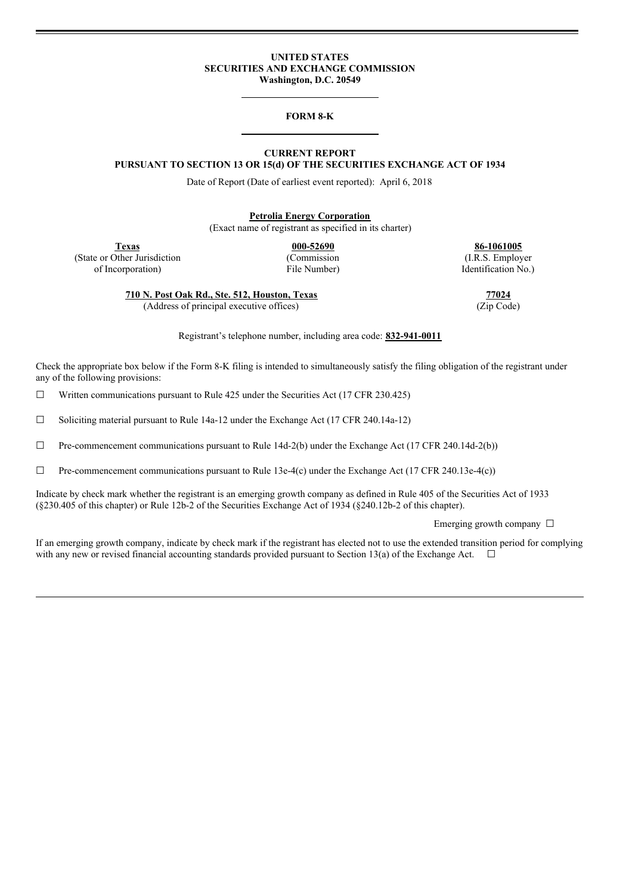**UNITED STATES**
**SECURITIES AND EXCHANGE COMMISSION**
**Washington, D.C. 20549**

**FORM 8-K**

**CURRENT REPORT**
**PURSUANT TO SECTION 13 OR 15(d) OF THE SECURITIES EXCHANGE ACT OF 1934**

Date of Report (Date of earliest event reported): April 6, 2018

**Petrolia Energy Corporation**
(Exact name of registrant as specified in its charter)

| **Texas** | **000-52690** | **86-1061005** |
|---|---|---|
| (State or Other Jurisdiction of Incorporation) | (Commission File Number) | (I.R.S. Employer Identification No.) |

| **710 N. Post Oak Rd., Ste. 512, Houston, Texas** | **77024** |
|---|---|
| (Address of principal executive offices) | (Zip Code) |

Registrant's telephone number, including area code: **832-941-0011**

Check the appropriate box below if the Form 8-K filing is intended to simultaneously satisfy the filing obligation of the registrant under any of the following provisions:

☐ Written communications pursuant to Rule 425 under the Securities Act (17 CFR 230.425)

☐ Soliciting material pursuant to Rule 14a-12 under the Exchange Act (17 CFR 240.14a-12)

☐ Pre-commencement communications pursuant to Rule 14d-2(b) under the Exchange Act (17 CFR 240.14d-2(b))

☐ Pre-commencement communications pursuant to Rule 13e-4(c) under the Exchange Act (17 CFR 240.13e-4(c))

Indicate by check mark whether the registrant is an emerging growth company as defined in Rule 405 of the Securities Act of 1933 (§230.405 of this chapter) or Rule 12b-2 of the Securities Exchange Act of 1934 (§240.12b-2 of this chapter).

Emerging growth company ☐

If an emerging growth company, indicate by check mark if the registrant has elected not to use the extended transition period for complying with any new or revised financial accounting standards provided pursuant to Section 13(a) of the Exchange Act. ☐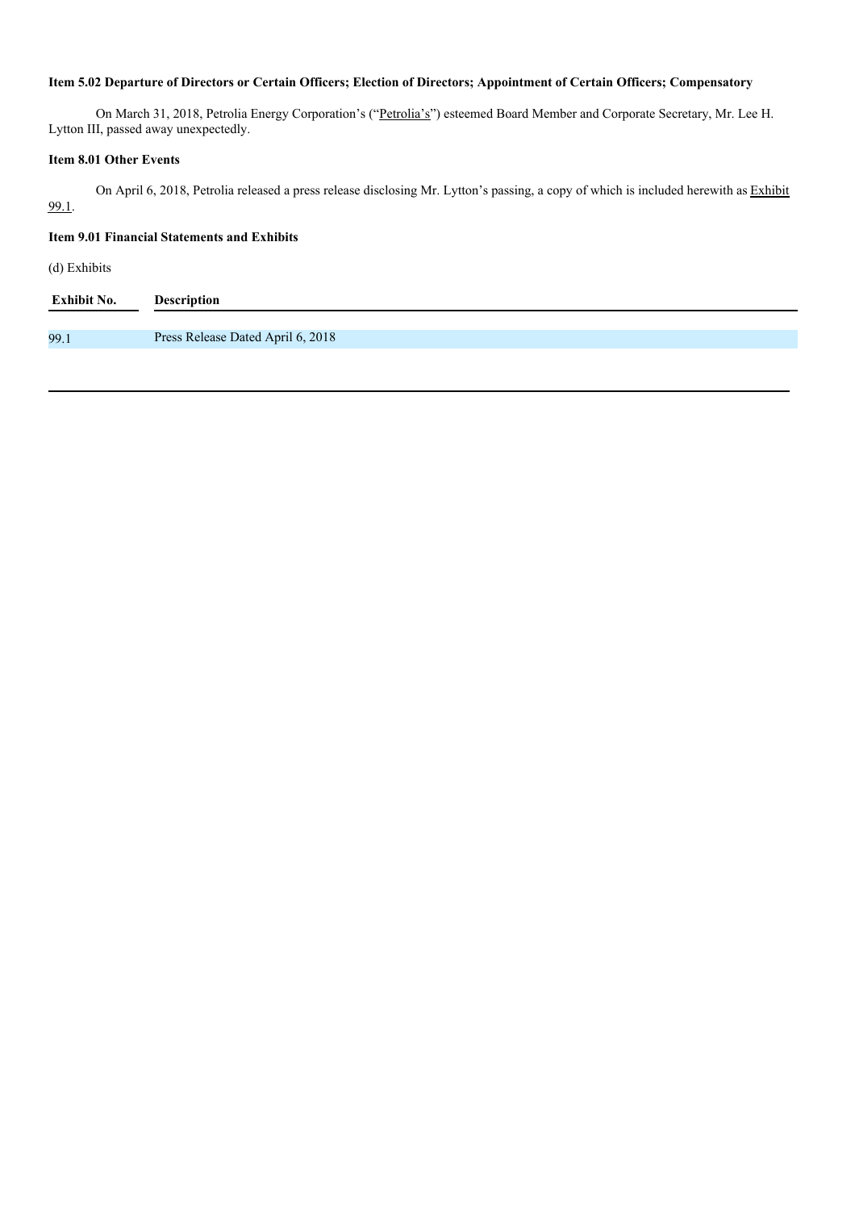**Item 5.02 Departure of Directors or Certain Officers; Election of Directors; Appointment of Certain Officers; Compensatory**

On March 31, 2018, Petrolia Energy Corporation's ("Petrolia's") esteemed Board Member and Corporate Secretary, Mr. Lee H. Lytton III, passed away unexpectedly.

**Item 8.01 Other Events**

On April 6, 2018, Petrolia released a press release disclosing Mr. Lytton's passing, a copy of which is included herewith as Exhibit 99.1.

**Item 9.01 Financial Statements and Exhibits**

(d) Exhibits

| Exhibit No. | Description |
|---|---|
| 99.1 | Press Release Dated April 6, 2018 |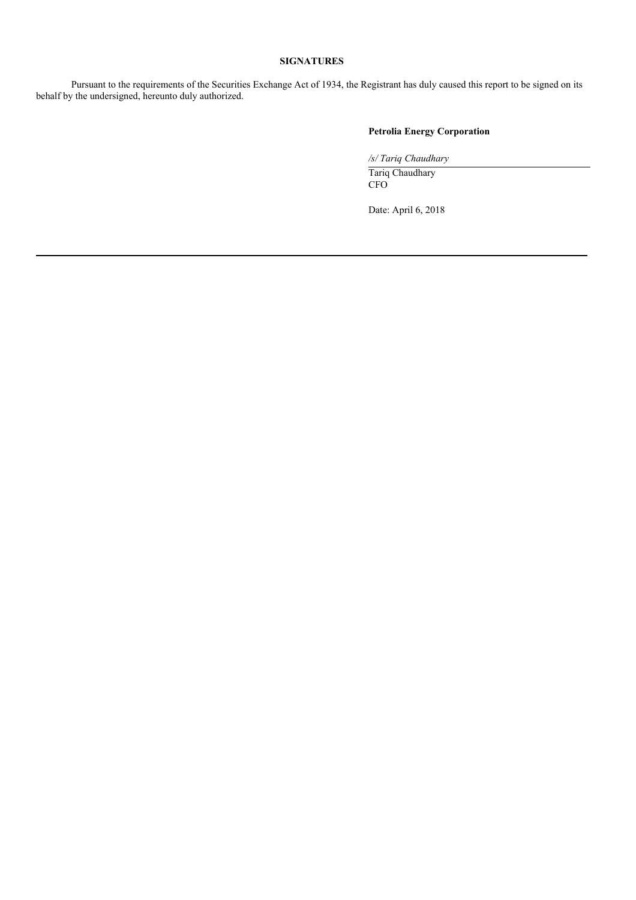**SIGNATURES**

Pursuant to the requirements of the Securities Exchange Act of 1934, the Registrant has duly caused this report to be signed on its behalf by the undersigned, hereunto duly authorized.

**Petrolia Energy Corporation**

*/s/ Tariq Chaudhary*

Tariq Chaudhary
CFO

Date: April 6, 2018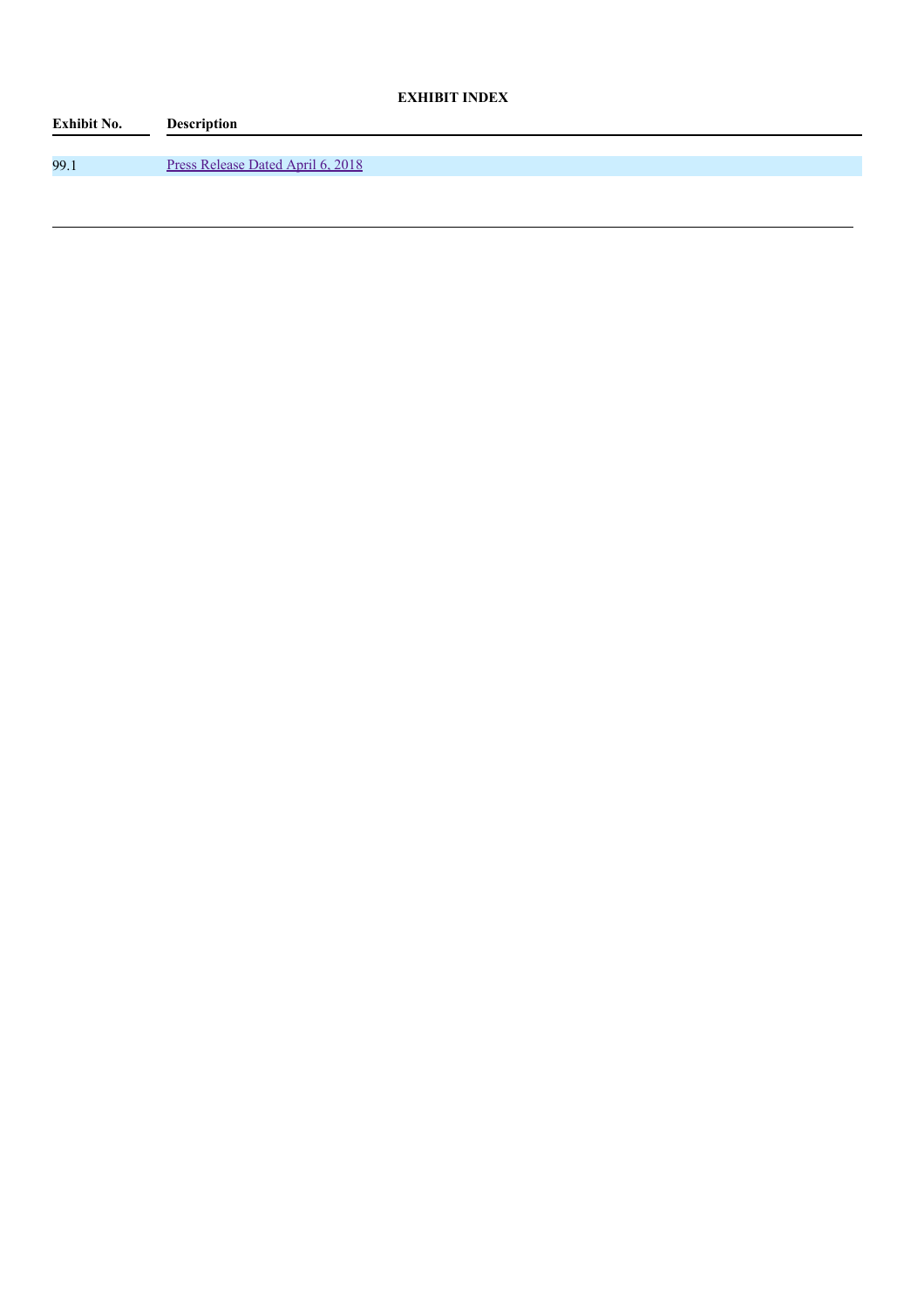**EXHIBIT INDEX**

| Exhibit No. | Description |
| --- | --- |
| 99.1 | Press Release Dated April 6, 2018 |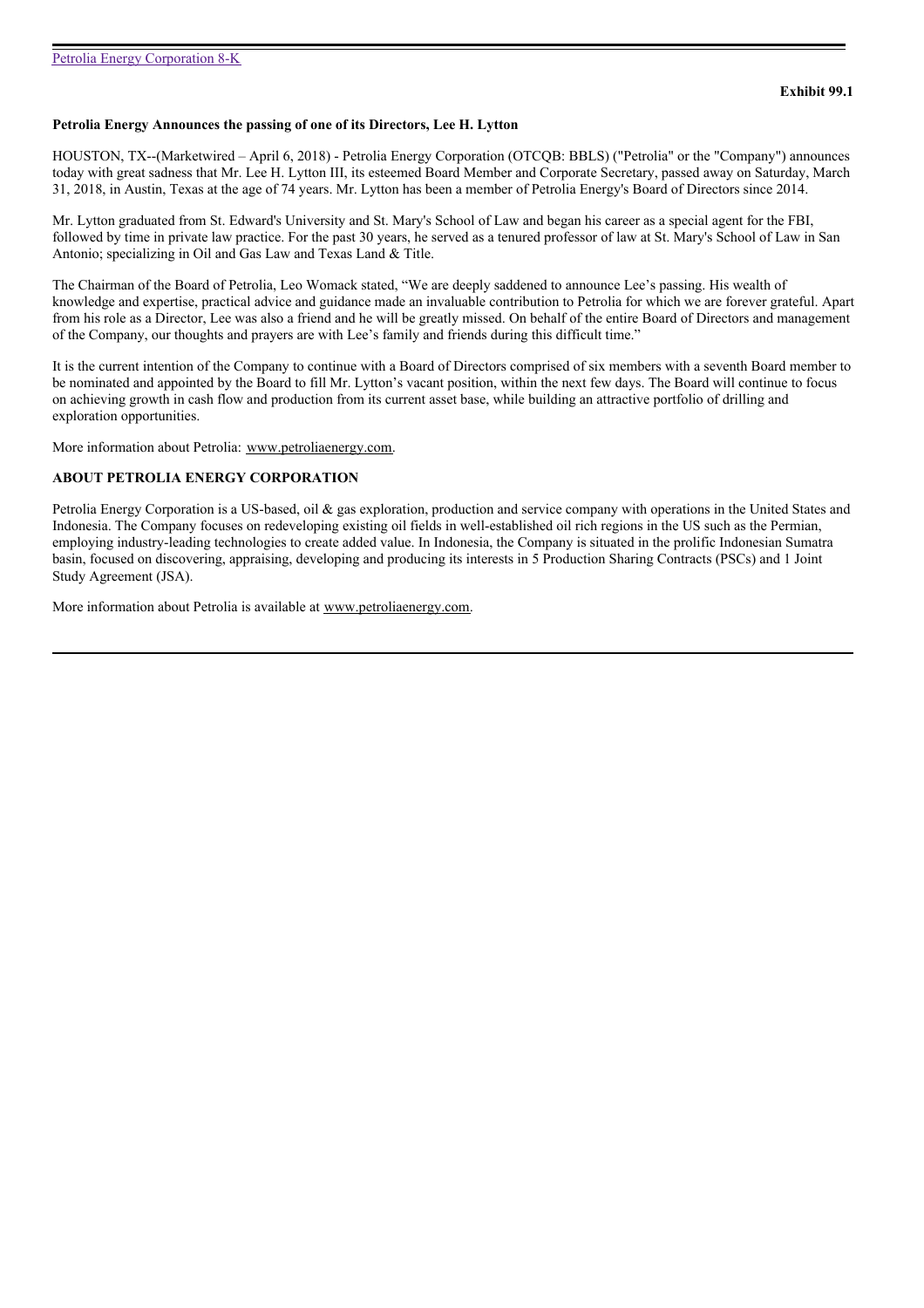Exhibit 99.1

**Petrolia Energy Announces the passing of one of its Directors, Lee H. Lytton**

HOUSTON, TX--(Marketwired – April 6, 2018) - Petrolia Energy Corporation (OTCQB: BBLS) ("Petrolia" or the "Company") announces today with great sadness that Mr. Lee H. Lytton III, its esteemed Board Member and Corporate Secretary, passed away on Saturday, March 31, 2018, in Austin, Texas at the age of 74 years. Mr. Lytton has been a member of Petrolia Energy's Board of Directors since 2014.

Mr. Lytton graduated from St. Edward's University and St. Mary's School of Law and began his career as a special agent for the FBI, followed by time in private law practice. For the past 30 years, he served as a tenured professor of law at St. Mary's School of Law in San Antonio; specializing in Oil and Gas Law and Texas Land & Title.

The Chairman of the Board of Petrolia, Leo Womack stated, "We are deeply saddened to announce Lee's passing. His wealth of knowledge and expertise, practical advice and guidance made an invaluable contribution to Petrolia for which we are forever grateful. Apart from his role as a Director, Lee was also a friend and he will be greatly missed. On behalf of the entire Board of Directors and management of the Company, our thoughts and prayers are with Lee's family and friends during this difficult time."

It is the current intention of the Company to continue with a Board of Directors comprised of six members with a seventh Board member to be nominated and appointed by the Board to fill Mr. Lytton's vacant position, within the next few days. The Board will continue to focus on achieving growth in cash flow and production from its current asset base, while building an attractive portfolio of drilling and exploration opportunities.

More information about Petrolia: www.petroliaenergy.com.

**ABOUT PETROLIA ENERGY CORPORATION**

Petrolia Energy Corporation is a US-based, oil & gas exploration, production and service company with operations in the United States and Indonesia. The Company focuses on redeveloping existing oil fields in well-established oil rich regions in the US such as the Permian, employing industry-leading technologies to create added value. In Indonesia, the Company is situated in the prolific Indonesian Sumatra basin, focused on discovering, appraising, developing and producing its interests in 5 Production Sharing Contracts (PSCs) and 1 Joint Study Agreement (JSA).

More information about Petrolia is available at www.petroliaenergy.com.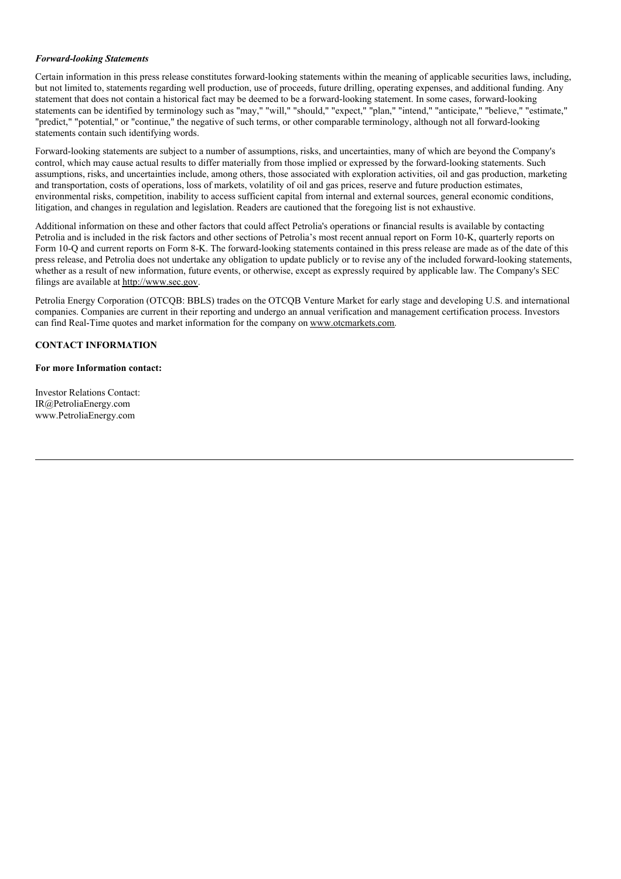***Forward-looking Statements***

Certain information in this press release constitutes forward-looking statements within the meaning of applicable securities laws, including, but not limited to, statements regarding well production, use of proceeds, future drilling, operating expenses, and additional funding. Any statement that does not contain a historical fact may be deemed to be a forward-looking statement. In some cases, forward-looking statements can be identified by terminology such as "may," "will," "should," "expect," "plan," "intend," "anticipate," "believe," "estimate," "predict," "potential," or "continue," the negative of such terms, or other comparable terminology, although not all forward-looking statements contain such identifying words.

Forward-looking statements are subject to a number of assumptions, risks, and uncertainties, many of which are beyond the Company's control, which may cause actual results to differ materially from those implied or expressed by the forward-looking statements. Such assumptions, risks, and uncertainties include, among others, those associated with exploration activities, oil and gas production, marketing and transportation, costs of operations, loss of markets, volatility of oil and gas prices, reserve and future production estimates, environmental risks, competition, inability to access sufficient capital from internal and external sources, general economic conditions, litigation, and changes in regulation and legislation. Readers are cautioned that the foregoing list is not exhaustive.

Additional information on these and other factors that could affect Petrolia's operations or financial results is available by contacting Petrolia and is included in the risk factors and other sections of Petrolia's most recent annual report on Form 10-K, quarterly reports on Form 10-Q and current reports on Form 8-K. The forward-looking statements contained in this press release are made as of the date of this press release, and Petrolia does not undertake any obligation to update publicly or to revise any of the included forward-looking statements, whether as a result of new information, future events, or otherwise, except as expressly required by applicable law. The Company's SEC filings are available at http://www.sec.gov.

Petrolia Energy Corporation (OTCQB: BBLS) trades on the OTCQB Venture Market for early stage and developing U.S. and international companies. Companies are current in their reporting and undergo an annual verification and management certification process. Investors can find Real-Time quotes and market information for the company on www.otcmarkets.com.

**CONTACT INFORMATION**

**For more Information contact:**

Investor Relations Contact:
IR@PetroliaEnergy.com
www.PetroliaEnergy.com